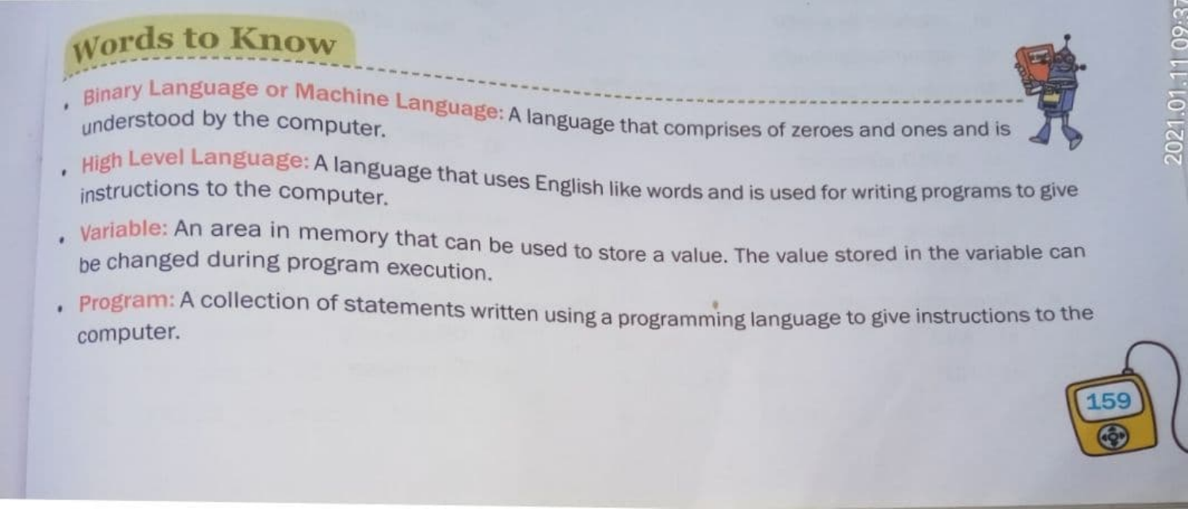## Words to Know

- **Binary Language or Machine Language:** A language that comprises of zeroes and ones and is understood by the computer.
- **High Level Language:** A language that uses English like words and is used for writing programs to give instructions to the computer.
- **Variable:** An area in memory that can be used to store a value. The value stored in the variable can be changed during program execution.
- **Program:** A collection of statements written using a programming language to give instructions to the computer.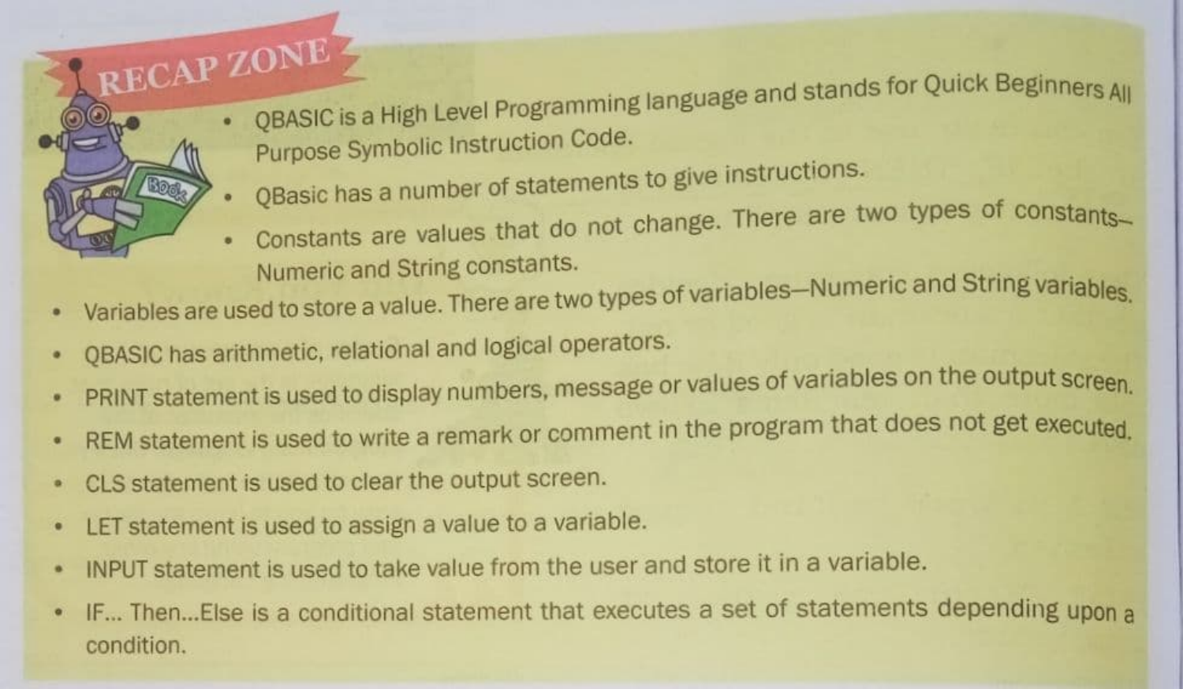## RECAP ZONE

- QBASIC is a High Level Programming language and stands for Quick Beginners All Purpose Symbolic Instruction Code.
- QBasic has a number of statements to give instructions.
- Constants are values that do not change. There are two types of constants–Numeric and String constants.
- Variables are used to store a value. There are two types of variables–Numeric and String variables.
- QBASIC has arithmetic, relational and logical operators.
- PRINT statement is used to display numbers, message or values of variables on the output screen.
- REM statement is used to write a remark or comment in the program that does not get executed.
- CLS statement is used to clear the output screen.
- LET statement is used to assign a value to a variable.
- INPUT statement is used to take value from the user and store it in a variable.
- IF... Then...Else is a conditional statement that executes a set of statements depending upon a condition.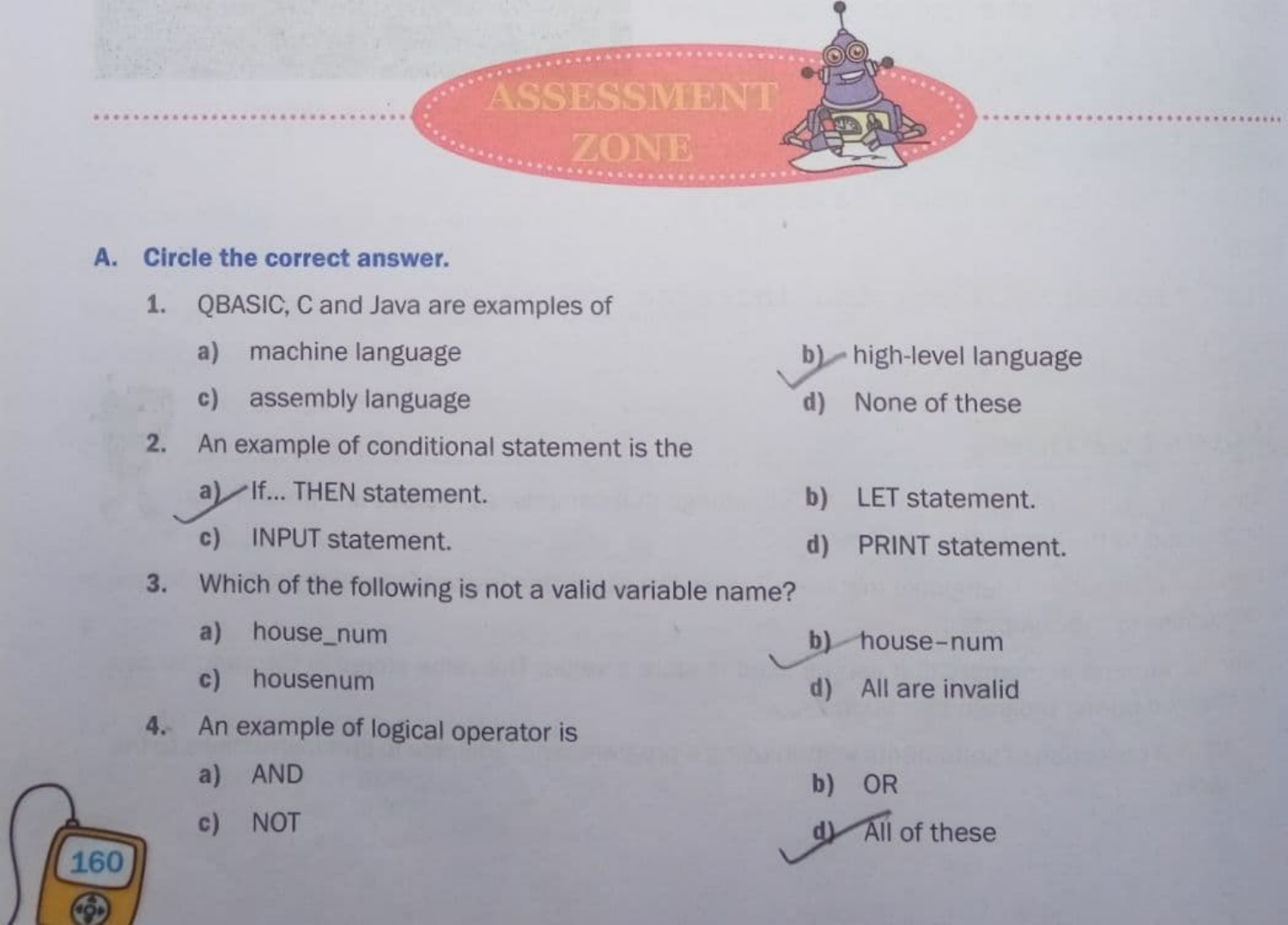# ASSESSMENT ZONE

## A. Circle the correct answer.

1. QBASIC, C and Java are examples of

   a) machine language
   b) high-level language
   c) assembly language
   d) None of these

2. An example of conditional statement is the

   a) If... THEN statement.
   b) LET statement.
   c) INPUT statement.
   d) PRINT statement.

3. Which of the following is not a valid variable name?

   a) house_num
   b) house-num
   c) housenum
   d) All are invalid

4. An example of logical operator is

   a) AND
   b) OR
   c) NOT
   d) All of these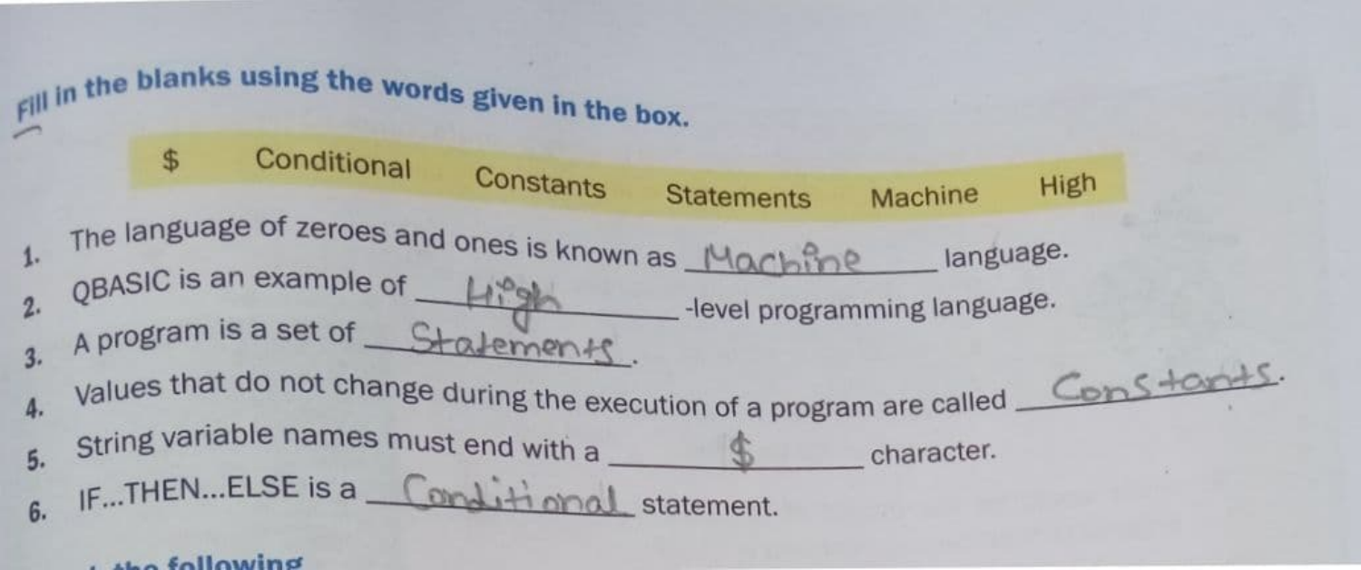Fill in the blanks using the words given in the box.

| $ | Conditional | Constants | Statements | Machine | High |
|---|---|---|---|---|---|

1. The language of zeroes and ones is known as Machine language.
2. QBASIC is an example of High-level programming language.
3. A program is a set of Statements.
4. Values that do not change during the execution of a program are called Constants.
5. String variable names must end with a $ character.
6. IF...THEN...ELSE is a Conditional statement.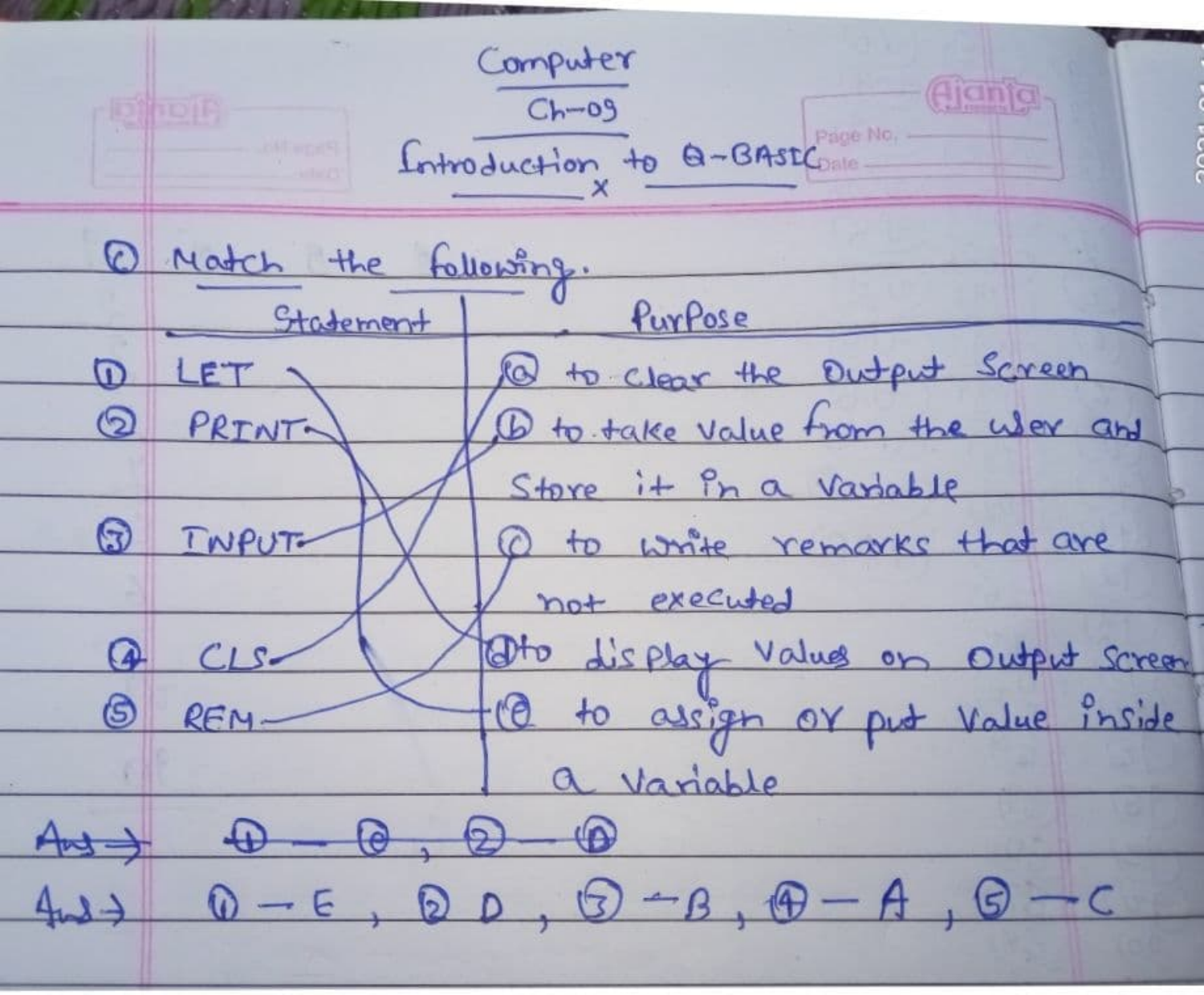# Computer

## Ch-09

## Introduction to Q-BASIC

(c) Match the following.

| Statement | Purpose |
| --- | --- |
| (1) LET | (a) to clear the Output Screen |
| (2) PRINT | (b) to take value from the user and Store it in a Variable |
| (3) INPUT | (c) to write remarks that are not executed |
| (4) CLS | (d) to display Values on Output Screen |
| (5) REM | (e) to assign or put Value inside a Variable |

~~Ans → (1) — (e), (2) — (d)~~

Ans → (1) — E, (2) D, (3) — B, (4) — A, (5) — C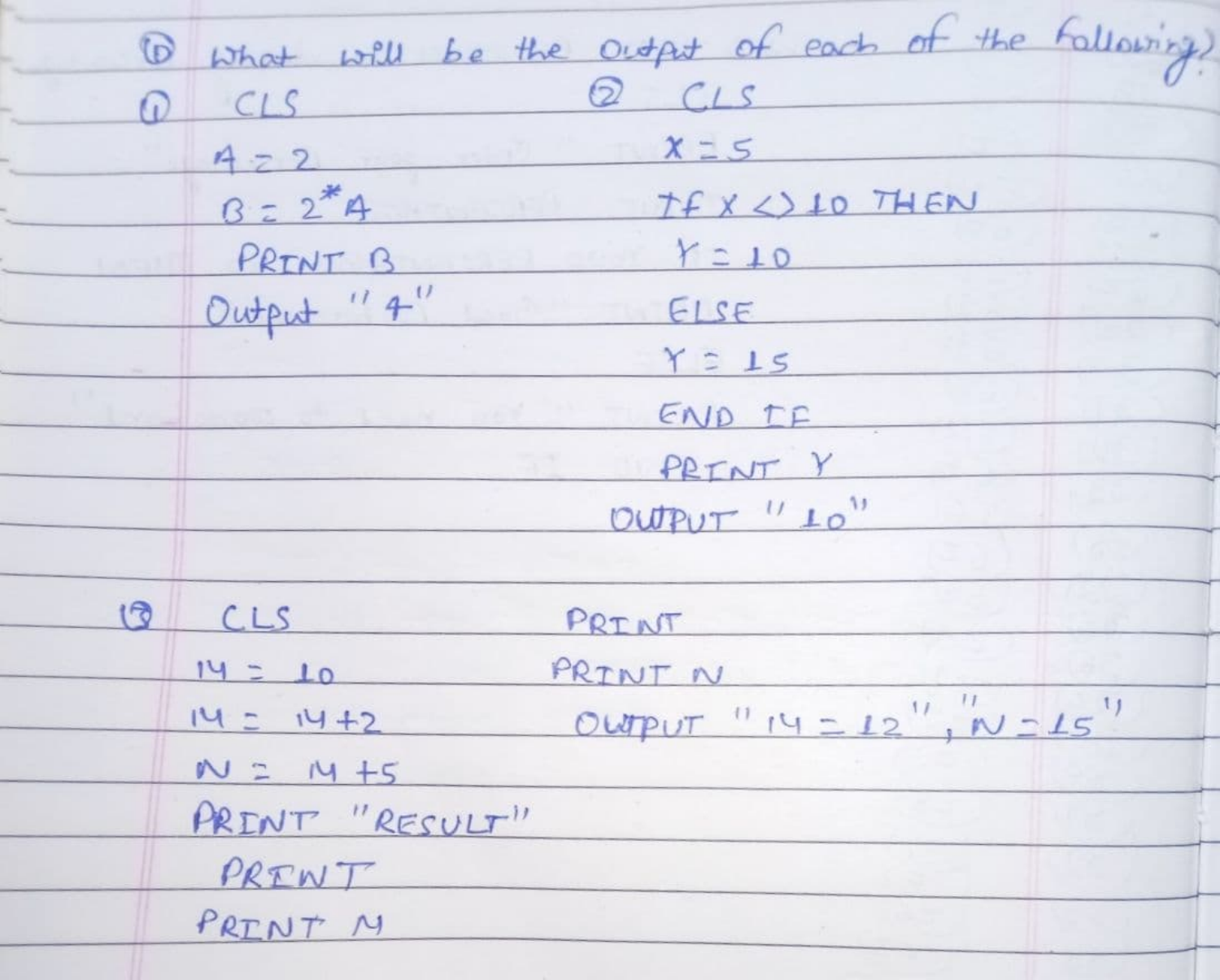(D) What will be the output of each of the following?

(1)

```
CLS
A = 2
B = 2*A
PRINT B
```

Output "4"

(2)

```
CLS
X = 5
IF X <> 10 THEN
Y = 10
ELSE
Y = 15
END IF
PRINT Y
```

OUTPUT "10"

(3)

```
CLS
M = 10
M = M+2
N = M+5
PRINT "RESULT"
PRINT
PRINT M
PRINT
PRINT N
```

OUTPUT "M = 12", "N = 15"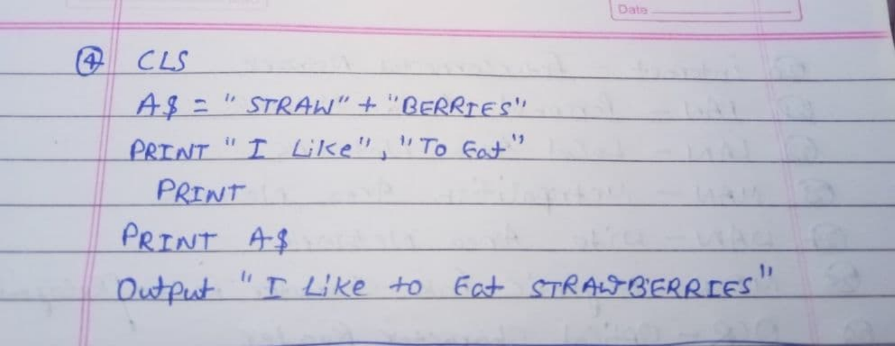(4)

```
CLS
A$ = "STRAW" + "BERRIES"
PRINT "I Like", "To Eat"
 PRINT
PRINT A$
```

Output "I Like to Eat STRAWBERRIES"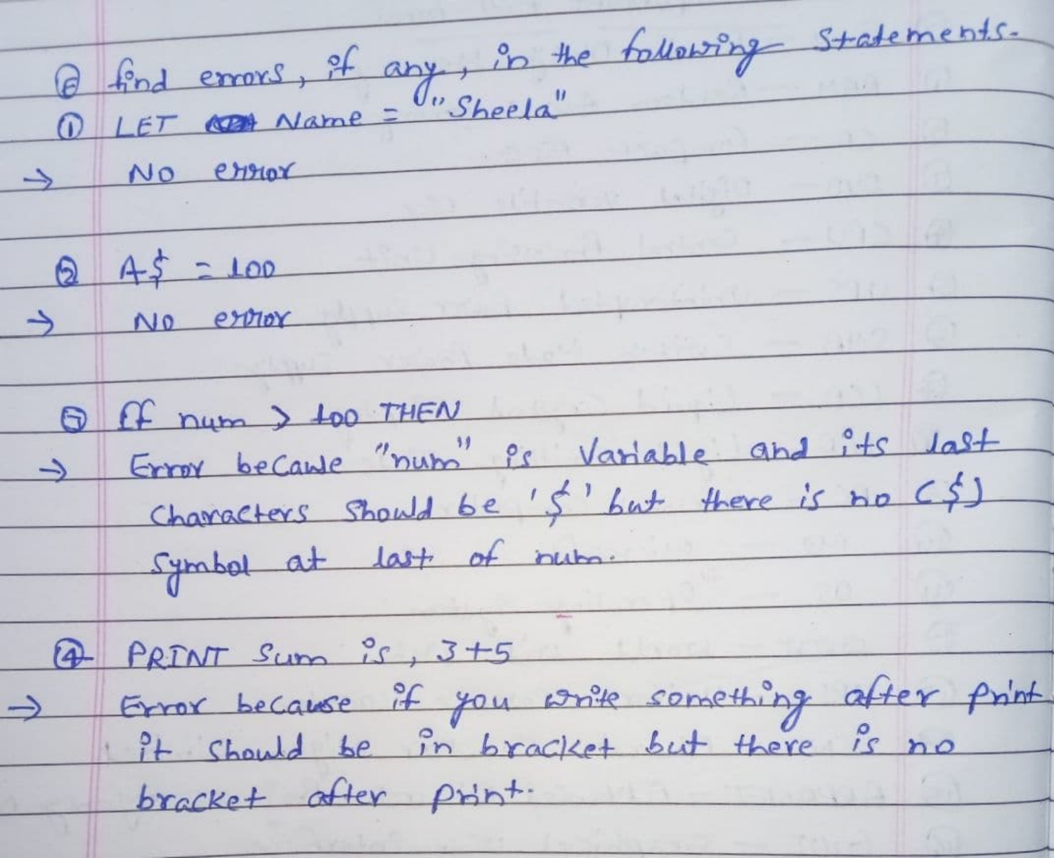(6) find errors, if any, in the following statements.

① LET Name = "Sheela"

→ No error

② A$ = 100

→ No error

③ If num > 100 THEN

→ Error because "num" is Variable and its last Characters Should be '$' but there is no ($) symbol at last of num.

④ PRINT Sum is, 3+5

→ Error because if you write something after print it Should be in bracket but there is no bracket after print.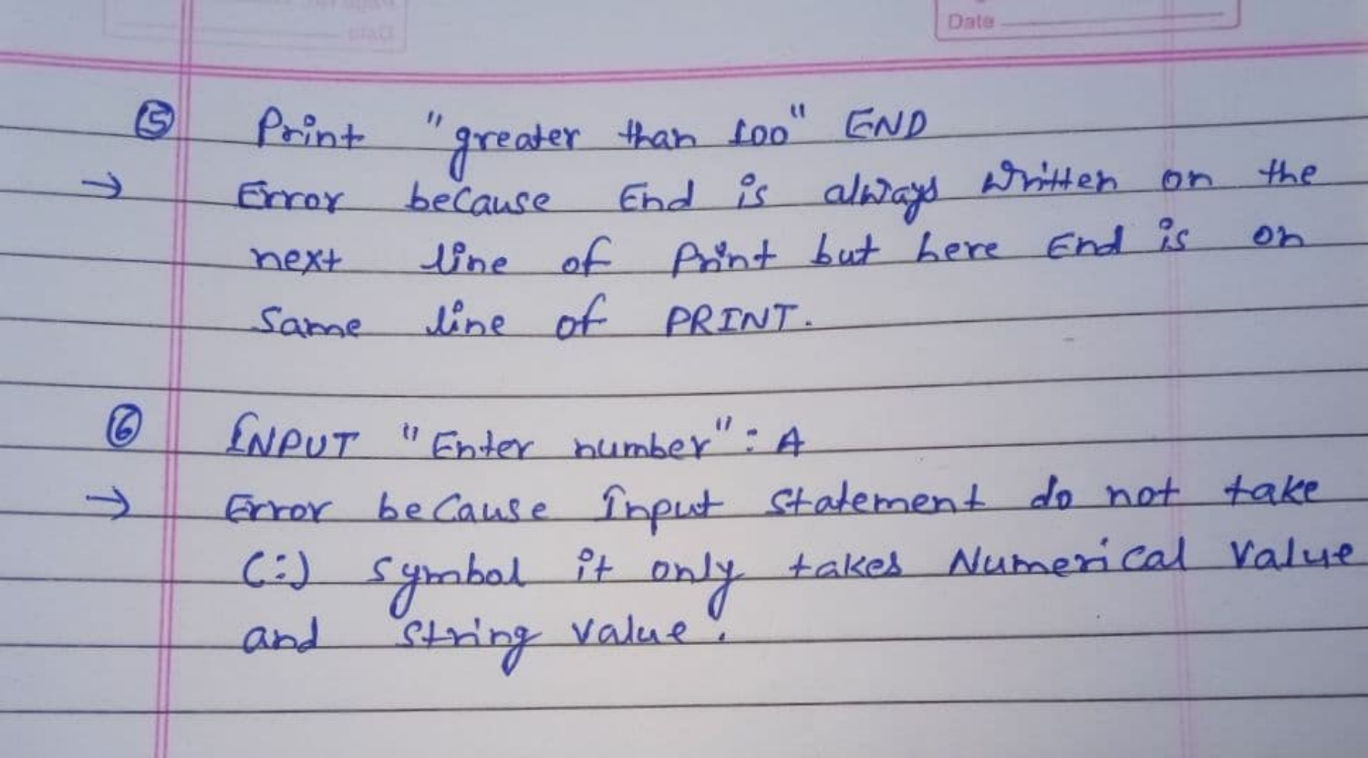⑤ Print "greater than 100" END

→ Error because End is always written on the next line of Print but here End is on same line of PRINT.

⑥ INPUT "Enter number" : A

→ Error because Input statement do not take (:) symbol it only takes Numerical value and string value.